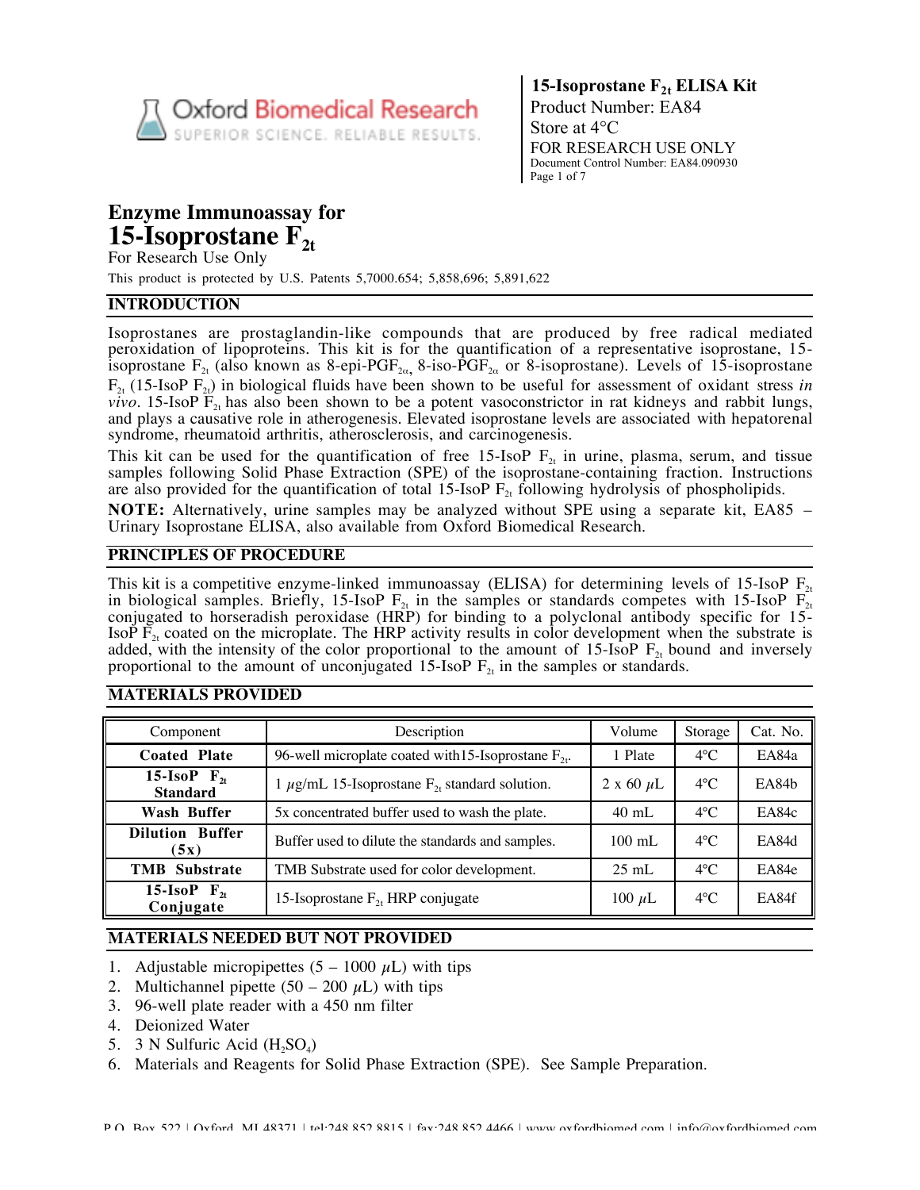**15-Isoprostane $F_{2t}$ ELISA Kit**
Product Number: EA84
Store at 4°C
FOR RESEARCH USE ONLY
Document Control Number: EA84.090930

# Enzyme Immunoassay for 15-Isoprostane $F_{2t}$

For Research Use Only

This product is protected by U.S. Patents 5,7000.654; 5,858,696; 5,891,622

## INTRODUCTION

Isoprostanes are prostaglandin-like compounds that are produced by free radical mediated peroxidation of lipoproteins. This kit is for the quantification of a representative isoprostane, 15-isoprostane $F_{2t}$ (also known as 8-epi-$PGF_{2\alpha}$, 8-iso-$PGF_{2\alpha}$ or 8-isoprostane). Levels of 15-isoprostane $F_{2t}$ (15-IsoP $F_{2t}$) in biological fluids have been shown to be useful for assessment of oxidant stress *in vivo*. 15-IsoP $F_{2t}$ has also been shown to be a potent vasoconstrictor in rat kidneys and rabbit lungs, and plays a causative role in atherogenesis. Elevated isoprostane levels are associated with hepatorenal syndrome, rheumatoid arthritis, atherosclerosis, and carcinogenesis.

This kit can be used for the quantification of free 15-IsoP $F_{2t}$ in urine, plasma, serum, and tissue samples following Solid Phase Extraction (SPE) of the isoprostane-containing fraction. Instructions are also provided for the quantification of total 15-IsoP $F_{2t}$ following hydrolysis of phospholipids.

**NOTE:** Alternatively, urine samples may be analyzed without SPE using a separate kit, EA85 – Urinary Isoprostane ELISA, also available from Oxford Biomedical Research.

## PRINCIPLES OF PROCEDURE

This kit is a competitive enzyme-linked immunoassay (ELISA) for determining levels of 15-IsoP $F_{2t}$ in biological samples. Briefly, 15-IsoP $F_{2t}$ in the samples or standards competes with 15-IsoP $F_{2t}$ conjugated to horseradish peroxidase (HRP) for binding to a polyclonal antibody specific for 15-IsoP $F_{2t}$ coated on the microplate. The HRP activity results in color development when the substrate is added, with the intensity of the color proportional to the amount of 15-IsoP $F_{2t}$ bound and inversely proportional to the amount of unconjugated 15-IsoP $F_{2t}$ in the samples or standards.

## MATERIALS PROVIDED

| Component | Description | Volume | Storage | Cat. No. |
|---|---|---|---|---|
| **Coated Plate** | 96-well microplate coated with15-Isoprostane $F_{2t}$. | 1 Plate | 4°C | EA84a |
| **15-IsoP $F_{2t}$ Standard** | 1 $\mu$g/mL 15-Isoprostane $F_{2t}$ standard solution. | 2 x 60 $\mu$L | 4°C | EA84b |
| **Wash Buffer** | 5x concentrated buffer used to wash the plate. | 40 mL | 4°C | EA84c |
| **Dilution Buffer (5x)** | Buffer used to dilute the standards and samples. | 100 mL | 4°C | EA84d |
| **TMB Substrate** | TMB Substrate used for color development. | 25 mL | 4°C | EA84e |
| **15-IsoP $F_{2t}$ Conjugate** | 15-Isoprostane $F_{2t}$ HRP conjugate | 100 $\mu$L | 4°C | EA84f |

## MATERIALS NEEDED BUT NOT PROVIDED

1. Adjustable micropipettes (5 – 1000 $\mu$L) with tips
2. Multichannel pipette (50 – 200 $\mu$L) with tips
3. 96-well plate reader with a 450 nm filter
4. Deionized Water
5. 3 N Sulfuric Acid ($H_2SO_4$)
6. Materials and Reagents for Solid Phase Extraction (SPE). See Sample Preparation.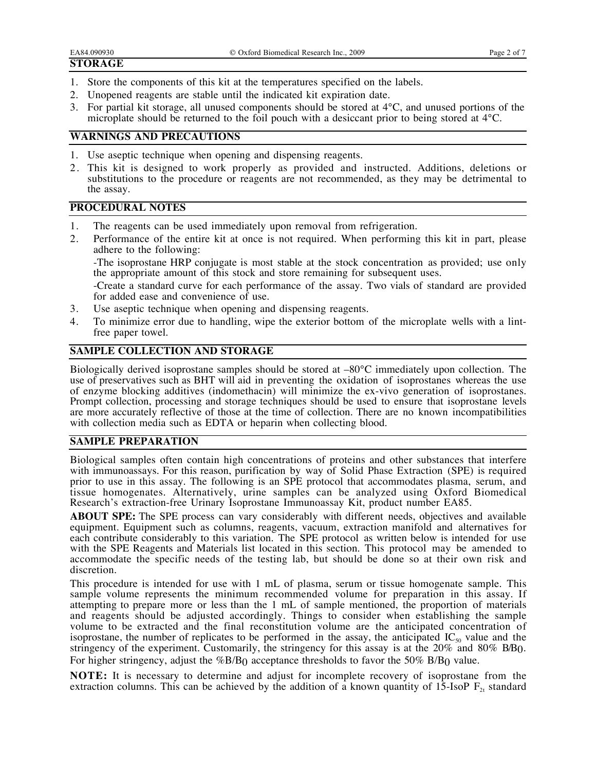## STORAGE

1. Store the components of this kit at the temperatures specified on the labels.
2. Unopened reagents are stable until the indicated kit expiration date.
3. For partial kit storage, all unused components should be stored at 4°C, and unused portions of the microplate should be returned to the foil pouch with a desiccant prior to being stored at 4°C.

## WARNINGS AND PRECAUTIONS

1. Use aseptic technique when opening and dispensing reagents.
2. This kit is designed to work properly as provided and instructed. Additions, deletions or substitutions to the procedure or reagents are not recommended, as they may be detrimental to the assay.

## PROCEDURAL NOTES

1. The reagents can be used immediately upon removal from refrigeration.
2. Performance of the entire kit at once is not required. When performing this kit in part, please adhere to the following:

   -The isoprostane HRP conjugate is most stable at the stock concentration as provided; use only the appropriate amount of this stock and store remaining for subsequent uses.

   -Create a standard curve for each performance of the assay. Two vials of standard are provided for added ease and convenience of use.
3. Use aseptic technique when opening and dispensing reagents.
4. To minimize error due to handling, wipe the exterior bottom of the microplate wells with a lint-free paper towel.

## SAMPLE COLLECTION AND STORAGE

Biologically derived isoprostane samples should be stored at –80°C immediately upon collection. The use of preservatives such as BHT will aid in preventing the oxidation of isoprostanes whereas the use of enzyme blocking additives (indomethacin) will minimize the ex-vivo generation of isoprostanes. Prompt collection, processing and storage techniques should be used to ensure that isoprostane levels are more accurately reflective of those at the time of collection. There are no known incompatibilities with collection media such as EDTA or heparin when collecting blood.

## SAMPLE PREPARATION

Biological samples often contain high concentrations of proteins and other substances that interfere with immunoassays. For this reason, purification by way of Solid Phase Extraction (SPE) is required prior to use in this assay. The following is an SPE protocol that accommodates plasma, serum, and tissue homogenates. Alternatively, urine samples can be analyzed using Oxford Biomedical Research's extraction-free Urinary Isoprostane Immunoassay Kit, product number EA85.

**ABOUT SPE:** The SPE process can vary considerably with different needs, objectives and available equipment. Equipment such as columns, reagents, vacuum, extraction manifold and alternatives for each contribute considerably to this variation. The SPE protocol as written below is intended for use with the SPE Reagents and Materials list located in this section. This protocol may be amended to accommodate the specific needs of the testing lab, but should be done so at their own risk and discretion.

This procedure is intended for use with 1 mL of plasma, serum or tissue homogenate sample. This sample volume represents the minimum recommended volume for preparation in this assay. If attempting to prepare more or less than the 1 mL of sample mentioned, the proportion of materials and reagents should be adjusted accordingly. Things to consider when establishing the sample volume to be extracted and the final reconstitution volume are the anticipated concentration of isoprostane, the number of replicates to be performed in the assay, the anticipated $IC_{50}$ value and the stringency of the experiment. Customarily, the stringency for this assay is at the 20% and 80% $B/B_0$. For higher stringency, adjust the $\%B/B_0$ acceptance thresholds to favor the 50% $B/B_0$ value.

**NOTE:** It is necessary to determine and adjust for incomplete recovery of isoprostane from the extraction columns. This can be achieved by the addition of a known quantity of 15-IsoP $F_{2t}$ standard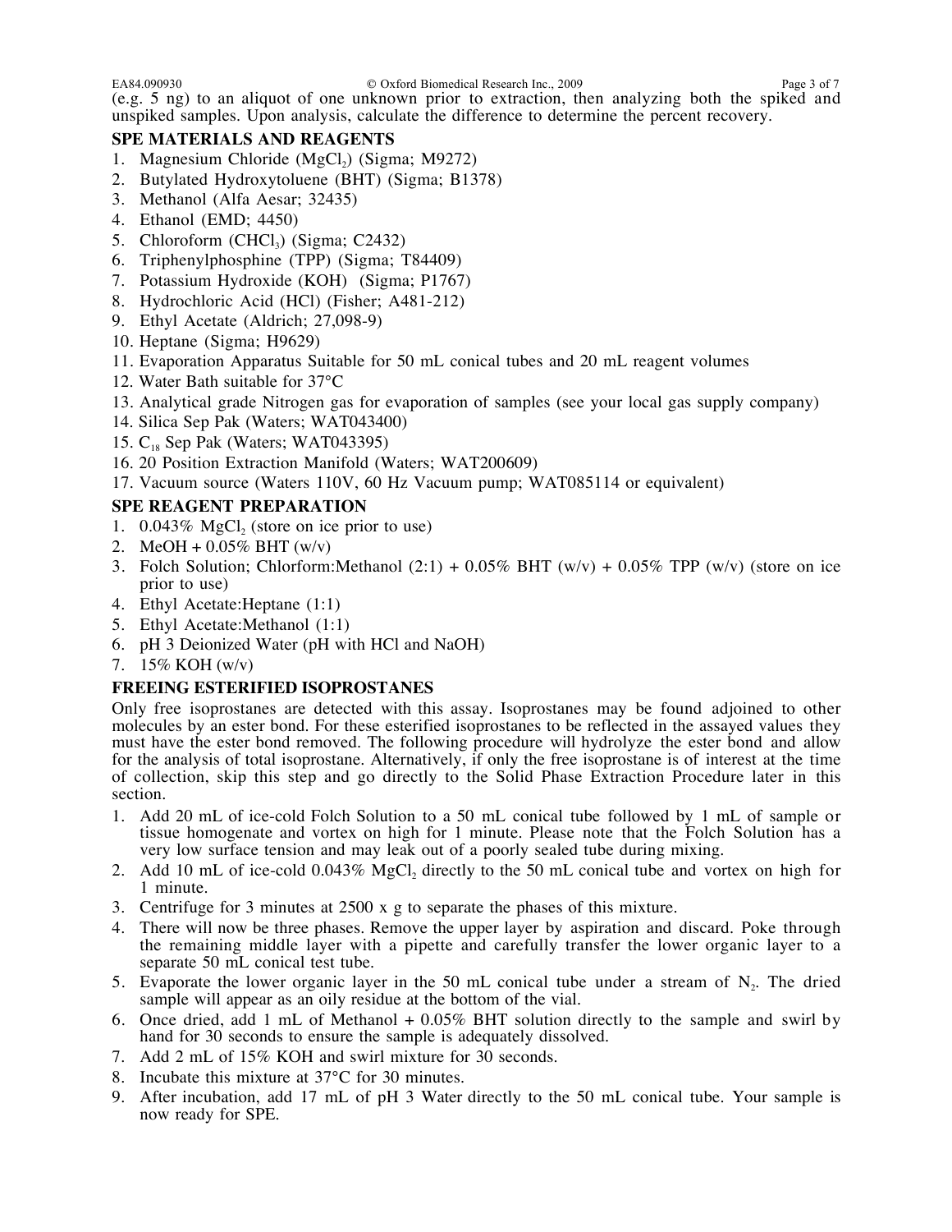(e.g. 5 ng) to an aliquot of one unknown prior to extraction, then analyzing both the spiked and unspiked samples. Upon analysis, calculate the difference to determine the percent recovery.

## SPE MATERIALS AND REAGENTS

1. Magnesium Chloride ($MgCl_2$) (Sigma; M9272)
2. Butylated Hydroxytoluene (BHT) (Sigma; B1378)
3. Methanol (Alfa Aesar; 32435)
4. Ethanol (EMD; 4450)
5. Chloroform ($CHCl_3$) (Sigma; C2432)
6. Triphenylphosphine (TPP) (Sigma; T84409)
7. Potassium Hydroxide (KOH) (Sigma; P1767)
8. Hydrochloric Acid (HCl) (Fisher; A481-212)
9. Ethyl Acetate (Aldrich; 27,098-9)
10. Heptane (Sigma; H9629)
11. Evaporation Apparatus Suitable for 50 mL conical tubes and 20 mL reagent volumes
12. Water Bath suitable for 37°C
13. Analytical grade Nitrogen gas for evaporation of samples (see your local gas supply company)
14. Silica Sep Pak (Waters; WAT043400)
15. $C_{18}$ Sep Pak (Waters; WAT043395)
16. 20 Position Extraction Manifold (Waters; WAT200609)
17. Vacuum source (Waters 110V, 60 Hz Vacuum pump; WAT085114 or equivalent)

## SPE REAGENT PREPARATION

1. 0.043% $MgCl_2$ (store on ice prior to use)
2. MeOH + 0.05% BHT (w/v)
3. Folch Solution; Chlorform:Methanol (2:1) + 0.05% BHT (w/v) + 0.05% TPP (w/v) (store on ice prior to use)
4. Ethyl Acetate:Heptane (1:1)
5. Ethyl Acetate:Methanol (1:1)
6. pH 3 Deionized Water (pH with HCl and NaOH)
7. 15% KOH (w/v)

## FREEING ESTERIFIED ISOPROSTANES

Only free isoprostanes are detected with this assay. Isoprostanes may be found adjoined to other molecules by an ester bond. For these esterified isoprostanes to be reflected in the assayed values they must have the ester bond removed. The following procedure will hydrolyze the ester bond and allow for the analysis of total isoprostane. Alternatively, if only the free isoprostane is of interest at the time of collection, skip this step and go directly to the Solid Phase Extraction Procedure later in this section.

1. Add 20 mL of ice-cold Folch Solution to a 50 mL conical tube followed by 1 mL of sample or tissue homogenate and vortex on high for 1 minute. Please note that the Folch Solution has a very low surface tension and may leak out of a poorly sealed tube during mixing.
2. Add 10 mL of ice-cold 0.043% $MgCl_2$ directly to the 50 mL conical tube and vortex on high for 1 minute.
3. Centrifuge for 3 minutes at 2500 x g to separate the phases of this mixture.
4. There will now be three phases. Remove the upper layer by aspiration and discard. Poke through the remaining middle layer with a pipette and carefully transfer the lower organic layer to a separate 50 mL conical test tube.
5. Evaporate the lower organic layer in the 50 mL conical tube under a stream of $N_2$. The dried sample will appear as an oily residue at the bottom of the vial.
6. Once dried, add 1 mL of Methanol + 0.05% BHT solution directly to the sample and swirl by hand for 30 seconds to ensure the sample is adequately dissolved.
7. Add 2 mL of 15% KOH and swirl mixture for 30 seconds.
8. Incubate this mixture at 37°C for 30 minutes.
9. After incubation, add 17 mL of pH 3 Water directly to the 50 mL conical tube. Your sample is now ready for SPE.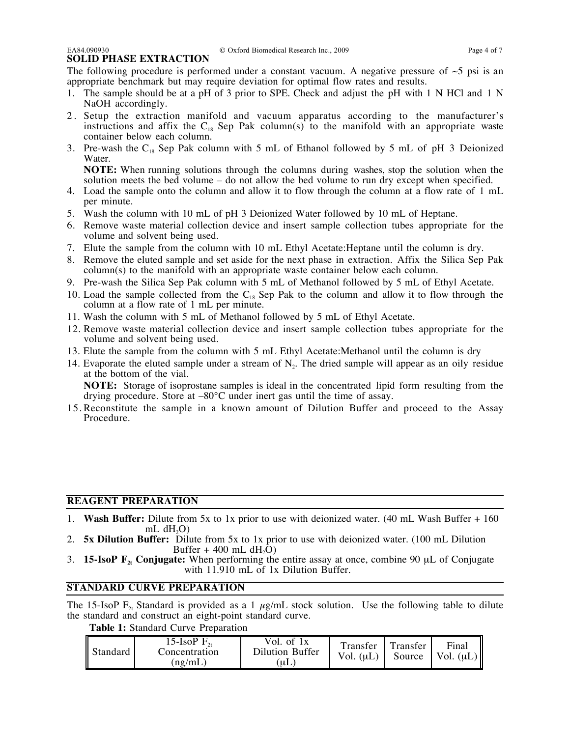## SOLID PHASE EXTRACTION

The following procedure is performed under a constant vacuum. A negative pressure of ~5 psi is an appropriate benchmark but may require deviation for optimal flow rates and results.

1. The sample should be at a pH of 3 prior to SPE. Check and adjust the pH with 1 N HCl and 1 N NaOH accordingly.
2. Setup the extraction manifold and vacuum apparatus according to the manufacturer's instructions and affix the $C_{18}$ Sep Pak column(s) to the manifold with an appropriate waste container below each column.
3. Pre-wash the $C_{18}$ Sep Pak column with 5 mL of Ethanol followed by 5 mL of pH 3 Deionized Water.
   **NOTE:** When running solutions through the columns during washes, stop the solution when the solution meets the bed volume – do not allow the bed volume to run dry except when specified.
4. Load the sample onto the column and allow it to flow through the column at a flow rate of 1 mL per minute.
5. Wash the column with 10 mL of pH 3 Deionized Water followed by 10 mL of Heptane.
6. Remove waste material collection device and insert sample collection tubes appropriate for the volume and solvent being used.
7. Elute the sample from the column with 10 mL Ethyl Acetate:Heptane until the column is dry.
8. Remove the eluted sample and set aside for the next phase in extraction. Affix the Silica Sep Pak column(s) to the manifold with an appropriate waste container below each column.
9. Pre-wash the Silica Sep Pak column with 5 mL of Methanol followed by 5 mL of Ethyl Acetate.
10. Load the sample collected from the $C_{18}$ Sep Pak to the column and allow it to flow through the column at a flow rate of 1 mL per minute.
11. Wash the column with 5 mL of Methanol followed by 5 mL of Ethyl Acetate.
12. Remove waste material collection device and insert sample collection tubes appropriate for the volume and solvent being used.
13. Elute the sample from the column with 5 mL Ethyl Acetate:Methanol until the column is dry
14. Evaporate the eluted sample under a stream of $N_2$. The dried sample will appear as an oily residue at the bottom of the vial.
    **NOTE:** Storage of isoprostane samples is ideal in the concentrated lipid form resulting from the drying procedure. Store at –80°C under inert gas until the time of assay.
15. Reconstitute the sample in a known amount of Dilution Buffer and proceed to the Assay Procedure.

## REAGENT PREPARATION

1. **Wash Buffer:** Dilute from 5x to 1x prior to use with deionized water. (40 mL Wash Buffer + 160 mL $dH_2O$)
2. **5x Dilution Buffer:** Dilute from 5x to 1x prior to use with deionized water. (100 mL Dilution Buffer + 400 mL $dH_2O$)
3. **15-IsoP $F_{2t}$ Conjugate:** When performing the entire assay at once, combine 90 μL of Conjugate with 11.910 mL of 1x Dilution Buffer.

## STANDARD CURVE PREPARATION

The 15-IsoP $F_{2t}$ Standard is provided as a 1 μg/mL stock solution. Use the following table to dilute the standard and construct an eight-point standard curve.

**Table 1:** Standard Curve Preparation

| Standard | 15-IsoP $F_{2t}$ Concentration (ng/mL) | Vol. of 1x Dilution Buffer (μL) | Transfer Vol. (μL) | Transfer Source | Final Vol. (μL) |
|---|---|---|---|---|---|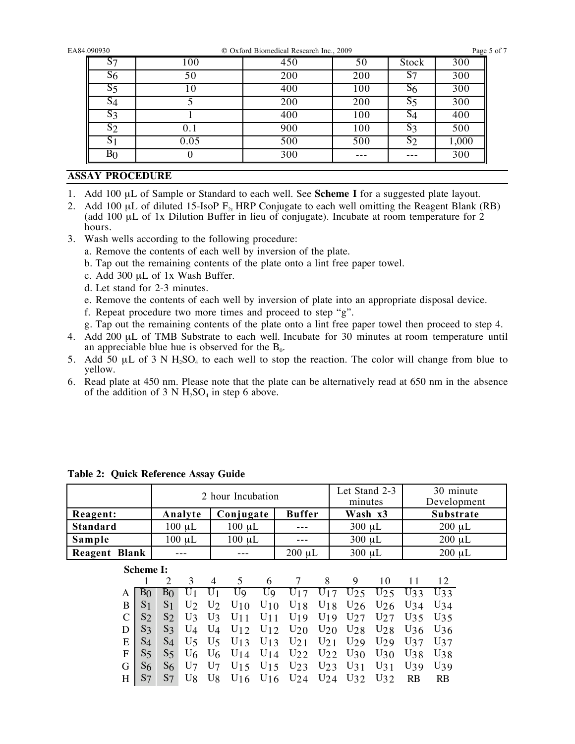| | | | | | |
|---|---|---|---|---|---|
| $S_7$ | 100 | 450 | 50 | Stock | 300 |
| $S_6$ | 50 | 200 | 200 | $S_7$ | 300 |
| $S_5$ | 10 | 400 | 100 | $S_6$ | 300 |
| $S_4$ | 5 | 200 | 200 | $S_5$ | 300 |
| $S_3$ | 1 | 400 | 100 | $S_4$ | 400 |
| $S_2$ | 0.1 | 900 | 100 | $S_3$ | 500 |
| $S_1$ | 0.05 | 500 | 500 | $S_2$ | 1,000 |
| $B_0$ | 0 | 300 | --- | --- | 300 |

## ASSAY PROCEDURE

1. Add 100 μL of Sample or Standard to each well. See **Scheme I** for a suggested plate layout.
2. Add 100 μL of diluted 15-IsoP $F_{2t}$ HRP Conjugate to each well omitting the Reagent Blank (RB) (add 100 μL of 1x Dilution Buffer in lieu of conjugate). Incubate at room temperature for 2 hours.
3. Wash wells according to the following procedure:
   a. Remove the contents of each well by inversion of the plate.
   b. Tap out the remaining contents of the plate onto a lint free paper towel.
   c. Add 300 μL of 1x Wash Buffer.
   d. Let stand for 2-3 minutes.
   e. Remove the contents of each well by inversion of plate into an appropriate disposal device.
   f. Repeat procedure two more times and proceed to step "g".
   g. Tap out the remaining contents of the plate onto a lint free paper towel then proceed to step 4.
4. Add 200 μL of TMB Substrate to each well. Incubate for 30 minutes at room temperature until an appreciable blue hue is observed for the $B_0$.
5. Add 50 μL of 3 N $H_2SO_4$ to each well to stop the reaction. The color will change from blue to yellow.
6. Read plate at 450 nm. Please note that the plate can be alternatively read at 650 nm in the absence of the addition of 3 N $H_2SO_4$ in step 6 above.

**Table 2: Quick Reference Assay Guide**

| | 2 hour Incubation | | | Let Stand 2-3 minutes | 30 minute Development |
|---|---|---|---|---|---|
| **Reagent:** | **Analyte** | **Conjugate** | **Buffer** | **Wash x3** | **Substrate** |
| **Standard** | 100 μL | 100 μL | --- | 300 μL | 200 μL |
| **Sample** | 100 μL | 100 μL | --- | 300 μL | 200 μL |
| **Reagent Blank** | --- | --- | 200 μL | 300 μL | 200 μL |

**Scheme I:**

| | 1 | 2 | 3 | 4 | 5 | 6 | 7 | 8 | 9 | 10 | 11 | 12 |
|---|---|---|---|---|---|---|---|---|---|---|---|---|
| A | $B_0$ | $B_0$ | $U_1$ | $U_1$ | $U_9$ | $U_9$ | $U_{17}$ | $U_{17}$ | $U_{25}$ | $U_{25}$ | $U_{33}$ | $U_{33}$ |
| B | $S_1$ | $S_1$ | $U_2$ | $U_2$ | $U_{10}$ | $U_{10}$ | $U_{18}$ | $U_{18}$ | $U_{26}$ | $U_{26}$ | $U_{34}$ | $U_{34}$ |
| C | $S_2$ | $S_2$ | $U_3$ | $U_3$ | $U_{11}$ | $U_{11}$ | $U_{19}$ | $U_{19}$ | $U_{27}$ | $U_{27}$ | $U_{35}$ | $U_{35}$ |
| D | $S_3$ | $S_3$ | $U_4$ | $U_4$ | $U_{12}$ | $U_{12}$ | $U_{20}$ | $U_{20}$ | $U_{28}$ | $U_{28}$ | $U_{36}$ | $U_{36}$ |
| E | $S_4$ | $S_4$ | $U_5$ | $U_5$ | $U_{13}$ | $U_{13}$ | $U_{21}$ | $U_{21}$ | $U_{29}$ | $U_{29}$ | $U_{37}$ | $U_{37}$ |
| F | $S_5$ | $S_5$ | $U_6$ | $U_6$ | $U_{14}$ | $U_{14}$ | $U_{22}$ | $U_{22}$ | $U_{30}$ | $U_{30}$ | $U_{38}$ | $U_{38}$ |
| G | $S_6$ | $S_6$ | $U_7$ | $U_7$ | $U_{15}$ | $U_{15}$ | $U_{23}$ | $U_{23}$ | $U_{31}$ | $U_{31}$ | $U_{39}$ | $U_{39}$ |
| H | $S_7$ | $S_7$ | $U_8$ | $U_8$ | $U_{16}$ | $U_{16}$ | $U_{24}$ | $U_{24}$ | $U_{32}$ | $U_{32}$ | RB | RB |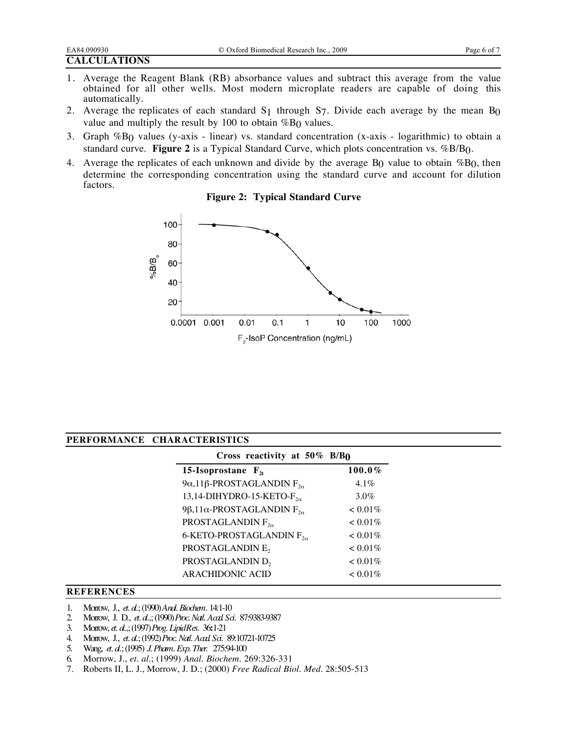## CALCULATIONS

1. Average the Reagent Blank (RB) absorbance values and subtract this average from the value obtained for all other wells. Most modern microplate readers are capable of doing this automatically.
2. Average the replicates of each standard $S_1$ through $S_7$. Divide each average by the mean $B_0$ value and multiply the result by 100 to obtain $\%B_0$ values.
3. Graph $\%B_0$ values (y-axis - linear) vs. standard concentration (x-axis - logarithmic) to obtain a standard curve. **Figure 2** is a Typical Standard Curve, which plots concentration vs. $\%B/B_0$.
4. Average the replicates of each unknown and divide by the average $B_0$ value to obtain $\%B_0$, then determine the corresponding concentration using the standard curve and account for dilution factors.

**Figure 2: Typical Standard Curve**

$\%B/B_o$

100
80
60
40
20

0.0001 0.001 0.01 0.1 1 10 100 1000

$F_2$-IsoP Concentration (ng/mL)

## PERFORMANCE CHARACTERISTICS

| Cross reactivity at 50% $B/B_0$ | |
|---|---|
| **15-Isoprostane $F_{2t}$** | **100.0%** |
| $9\alpha,11\beta$-PROSTAGLANDIN $F_{2\alpha}$ | 4.1% |
| 13,14-DIHYDRO-15-KETO-$F_{2\alpha}$ | 3.0% |
| $9\beta,11\alpha$-PROSTAGLANDIN $F_{2\alpha}$ | < 0.01% |
| PROSTAGLANDIN $F_{2\alpha}$ | < 0.01% |
| 6-KETO-PROSTAGLANDIN $F_{2\alpha}$ | < 0.01% |
| PROSTAGLANDIN $E_2$ | < 0.01% |
| PROSTAGLANDIN $D_2$ | < 0.01% |
| ARACHIDONIC ACID | < 0.01% |

## REFERENCES

1. Morrow, J., *et. al.*; (1990) *Anal. Biochem.* 14:1-10
2. Morrow, J. D., *et. al.*,; (1990) *Proc. Natl. Acad. Sci.* 87:9383-9387
3. Morrow, *et. al.*,; (1997) *Prog. Lipid Res.* 36:1-21
4. Morrow, J., *et. al.*; (1992) *Proc. Natl. Acad. Sci.* 89:10721-10725
5. Wang, *et. al.*; (1995) *J. Pharm. Exp. Ther.* 275:94-100
6. Morrow, J., *et. al.*; (1999) *Anal. Biochem.* 269:326-331
7. Roberts II, L. J., Morrow, J. D.; (2000) *Free Radical Biol. Med.* 28:505-513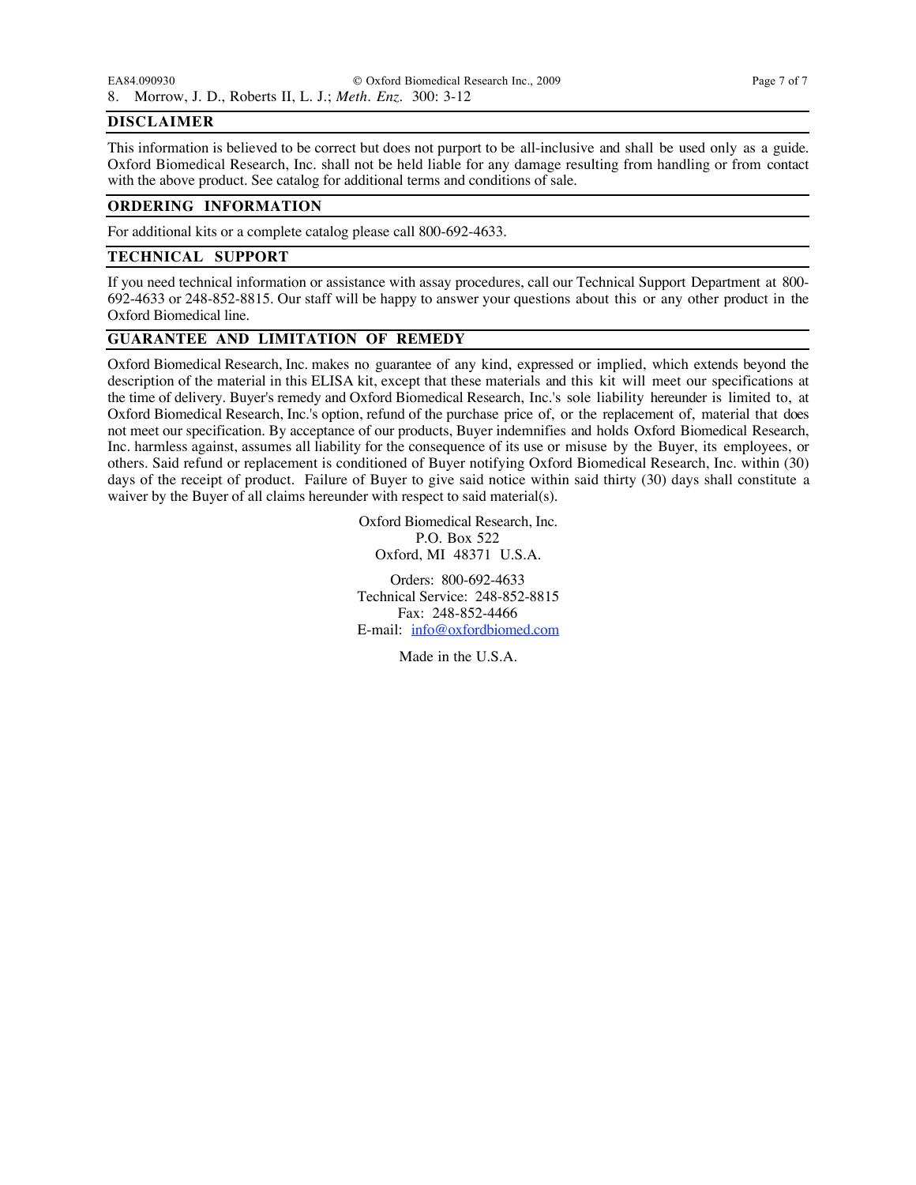8. Morrow, J. D., Roberts II, L. J.; *Meth. Enz.* 300: 3-12

## DISCLAIMER

This information is believed to be correct but does not purport to be all-inclusive and shall be used only as a guide. Oxford Biomedical Research, Inc. shall not be held liable for any damage resulting from handling or from contact with the above product. See catalog for additional terms and conditions of sale.

## ORDERING INFORMATION

For additional kits or a complete catalog please call 800-692-4633.

## TECHNICAL SUPPORT

If you need technical information or assistance with assay procedures, call our Technical Support Department at 800-692-4633 or 248-852-8815. Our staff will be happy to answer your questions about this or any other product in the Oxford Biomedical line.

## GUARANTEE AND LIMITATION OF REMEDY

Oxford Biomedical Research, Inc. makes no guarantee of any kind, expressed or implied, which extends beyond the description of the material in this ELISA kit, except that these materials and this kit will meet our specifications at the time of delivery. Buyer's remedy and Oxford Biomedical Research, Inc.'s sole liability hereunder is limited to, at Oxford Biomedical Research, Inc.'s option, refund of the purchase price of, or the replacement of, material that does not meet our specification. By acceptance of our products, Buyer indemnifies and holds Oxford Biomedical Research, Inc. harmless against, assumes all liability for the consequence of its use or misuse by the Buyer, its employees, or others. Said refund or replacement is conditioned of Buyer notifying Oxford Biomedical Research, Inc. within (30) days of the receipt of product. Failure of Buyer to give said notice within said thirty (30) days shall constitute a waiver by the Buyer of all claims hereunder with respect to said material(s).

Oxford Biomedical Research, Inc.
P.O. Box 522
Oxford, MI 48371 U.S.A.

Orders: 800-692-4633
Technical Service: 248-852-8815
Fax: 248-852-4466
E-mail: info@oxfordbiomed.com

Made in the U.S.A.